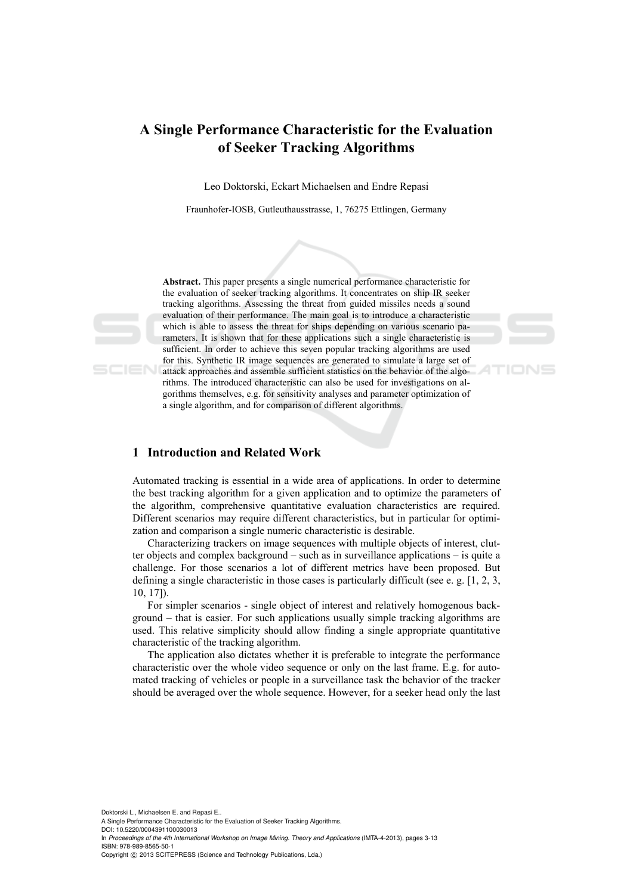# A Single Performance Characteristic for the Evaluation of Seeker Tracking Algorithms

Leo Doktorski, Eckart Michaelsen and Endre Repasi

Fraunhofer-IOSB, Gutleuthausstrasse, 1, 76275 Ettlingen, Germany

**Abstract.** This paper presents a single numerical performance characteristic for the evaluation of seeker tracking algorithms. It concentrates on ship IR seeker tracking algorithms. Assessing the threat from guided missiles needs a sound evaluation of their performance. The main goal is to introduce a characteristic which is able to assess the threat for ships depending on various scenario parameters. It is shown that for these applications such a single characteristic is sufficient. In order to achieve this seven popular tracking algorithms are used for this. Synthetic IR image sequences are generated to simulate a large set of attack approaches and assemble sufficient statistics on the behavior of the algorithms. The introduced characteristic can also be used for investigations on algorithms themselves, e.g. for sensitivity analyses and parameter optimization of a single algorithm, and for comparison of different algorithms.

## 1 Introduction and Related Work

Automated tracking is essential in a wide area of applications. In order to determine the best tracking algorithm for a given application and to optimize the parameters of the algorithm, comprehensive quantitative evaluation characteristics are required. Different scenarios may require different characteristics, but in particular for optimization and comparison a single numeric characteristic is desirable.

Characterizing trackers on image sequences with multiple objects of interest, clutter objects and complex background – such as in surveillance applications – is quite a challenge. For those scenarios a lot of different metrics have been proposed. But defining a single characteristic in those cases is particularly difficult (see e. g. [1, 2, 3, 10, 17]).

For simpler scenarios - single object of interest and relatively homogenous background – that is easier. For such applications usually simple tracking algorithms are used. This relative simplicity should allow finding a single appropriate quantitative characteristic of the tracking algorithm.

The application also dictates whether it is preferable to integrate the performance characteristic over the whole video sequence or only on the last frame. E.g. for automated tracking of vehicles or people in a surveillance task the behavior of the tracker should be averaged over the whole sequence. However, for a seeker head only the last

Doktorski L., Michaelsen E. and Repasi E..
A Single Performance Characteristic for the Evaluation of Seeker Tracking Algorithms.
DOI: 10.5220/0004391100030013
In *Proceedings of the 4th International Workshop on Image Mining. Theory and Applications* (IMTA-4-2013), pages 3-13
ISBN: 978-989-8565-50-1
Copyright © 2013 SCITEPRESS (Science and Technology Publications, Lda.)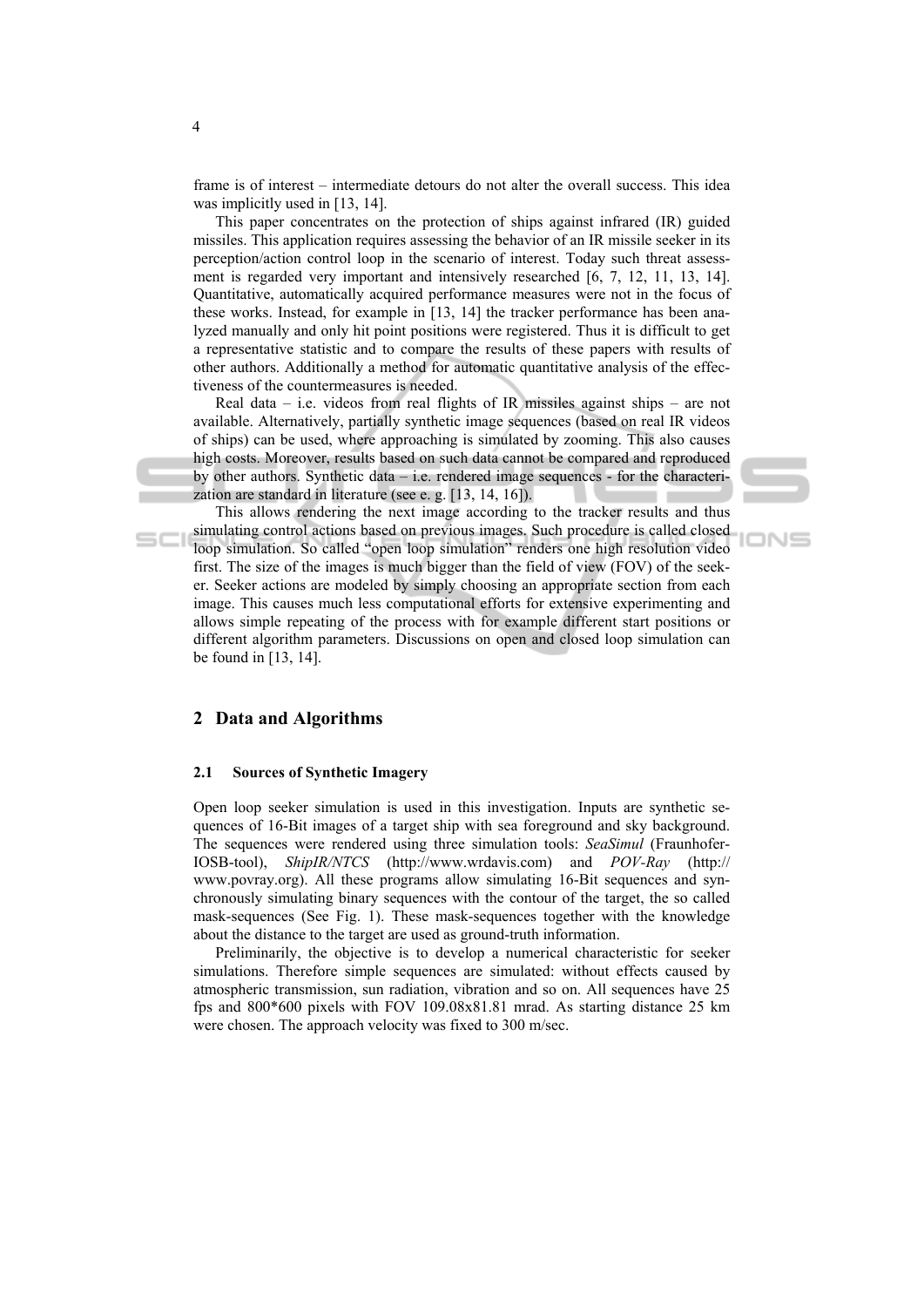frame is of interest – intermediate detours do not alter the overall success. This idea was implicitly used in [13, 14].

This paper concentrates on the protection of ships against infrared (IR) guided missiles. This application requires assessing the behavior of an IR missile seeker in its perception/action control loop in the scenario of interest. Today such threat assessment is regarded very important and intensively researched [6, 7, 12, 11, 13, 14]. Quantitative, automatically acquired performance measures were not in the focus of these works. Instead, for example in [13, 14] the tracker performance has been analyzed manually and only hit point positions were registered. Thus it is difficult to get a representative statistic and to compare the results of these papers with results of other authors. Additionally a method for automatic quantitative analysis of the effectiveness of the countermeasures is needed.

Real data – i.e. videos from real flights of IR missiles against ships – are not available. Alternatively, partially synthetic image sequences (based on real IR videos of ships) can be used, where approaching is simulated by zooming. This also causes high costs. Moreover, results based on such data cannot be compared and reproduced by other authors. Synthetic data – i.e. rendered image sequences - for the characterization are standard in literature (see e. g. [13, 14, 16]).

This allows rendering the next image according to the tracker results and thus simulating control actions based on previous images. Such procedure is called closed loop simulation. So called "open loop simulation" renders one high resolution video first. The size of the images is much bigger than the field of view (FOV) of the seeker. Seeker actions are modeled by simply choosing an appropriate section from each image. This causes much less computational efforts for extensive experimenting and allows simple repeating of the process with for example different start positions or different algorithm parameters. Discussions on open and closed loop simulation can be found in [13, 14].

## 2 Data and Algorithms

### 2.1 Sources of Synthetic Imagery

Open loop seeker simulation is used in this investigation. Inputs are synthetic sequences of 16-Bit images of a target ship with sea foreground and sky background. The sequences were rendered using three simulation tools: *SeaSimul* (Fraunhofer-IOSB-tool), *ShipIR/NTCS* (http://www.wrdavis.com) and *POV-Ray* (http://www.povray.org). All these programs allow simulating 16-Bit sequences and synchronously simulating binary sequences with the contour of the target, the so called mask-sequences (See Fig. 1). These mask-sequences together with the knowledge about the distance to the target are used as ground-truth information.

Preliminarily, the objective is to develop a numerical characteristic for seeker simulations. Therefore simple sequences are simulated: without effects caused by atmospheric transmission, sun radiation, vibration and so on. All sequences have 25 fps and 800*600 pixels with FOV 109.08x81.81 mrad. As starting distance 25 km were chosen. The approach velocity was fixed to 300 m/sec.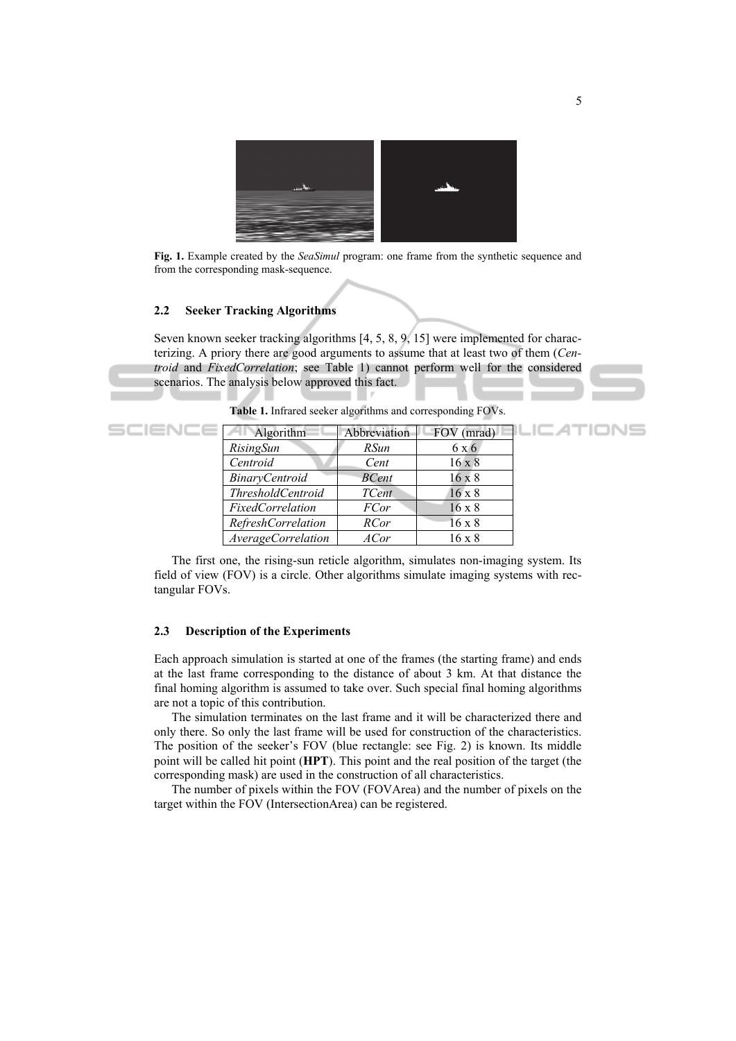**Fig. 1.** Example created by the *SeaSimul* program: one frame from the synthetic sequence and from the corresponding mask-sequence.

### 2.2 Seeker Tracking Algorithms

Seven known seeker tracking algorithms [4, 5, 8, 9, 15] were implemented for characterizing. A priory there are good arguments to assume that at least two of them (*Centroid* and *FixedCorrelation*; see Table 1) cannot perform well for the considered scenarios. The analysis below approved this fact.

**Table 1.** Infrared seeker algorithms and corresponding FOVs.

| Algorithm | Abbreviation | FOV (mrad) |
|---|---|---|
| *RisingSun* | *RSun* | 6 x 6 |
| *Centroid* | *Cent* | 16 x 8 |
| *BinaryCentroid* | *BCent* | 16 x 8 |
| *ThresholdCentroid* | *TCent* | 16 x 8 |
| *FixedCorrelation* | *FCor* | 16 x 8 |
| *RefreshCorrelation* | *RCor* | 16 x 8 |
| *AverageCorrelation* | *ACor* | 16 x 8 |

The first one, the rising-sun reticle algorithm, simulates non-imaging system. Its field of view (FOV) is a circle. Other algorithms simulate imaging systems with rectangular FOVs.

### 2.3 Description of the Experiments

Each approach simulation is started at one of the frames (the starting frame) and ends at the last frame corresponding to the distance of about 3 km. At that distance the final homing algorithm is assumed to take over. Such special final homing algorithms are not a topic of this contribution.

The simulation terminates on the last frame and it will be characterized there and only there. So only the last frame will be used for construction of the characteristics. The position of the seeker's FOV (blue rectangle: see Fig. 2) is known. Its middle point will be called hit point (**HPT**). This point and the real position of the target (the corresponding mask) are used in the construction of all characteristics.

The number of pixels within the FOV (FOVArea) and the number of pixels on the target within the FOV (IntersectionArea) can be registered.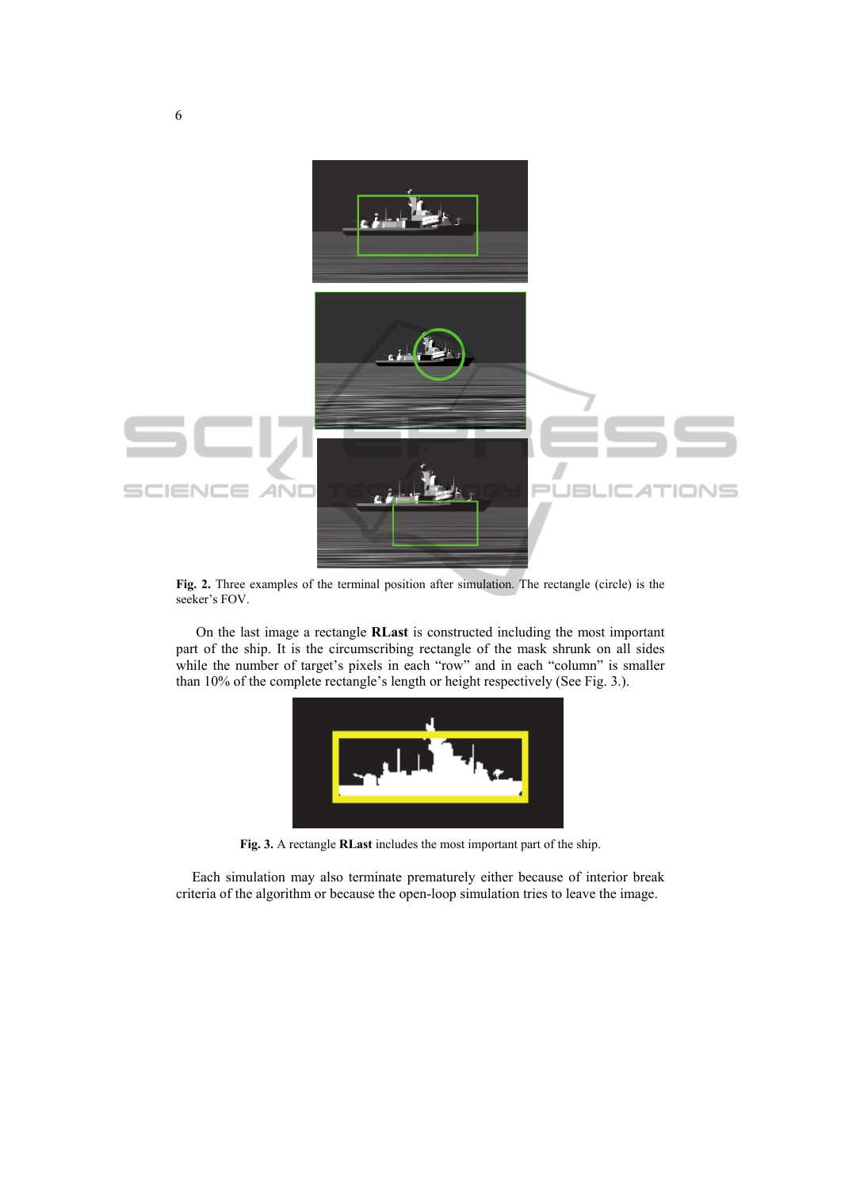Fig. 2. Three examples of the terminal position after simulation. The rectangle (circle) is the seeker's FOV.

On the last image a rectangle **RLast** is constructed including the most important part of the ship. It is the circumscribing rectangle of the mask shrunk on all sides while the number of target's pixels in each "row" and in each "column" is smaller than 10% of the complete rectangle's length or height respectively (See Fig. 3.).

**Fig. 3.** A rectangle **RLast** includes the most important part of the ship.

Each simulation may also terminate prematurely either because of interior break criteria of the algorithm or because the open-loop simulation tries to leave the image.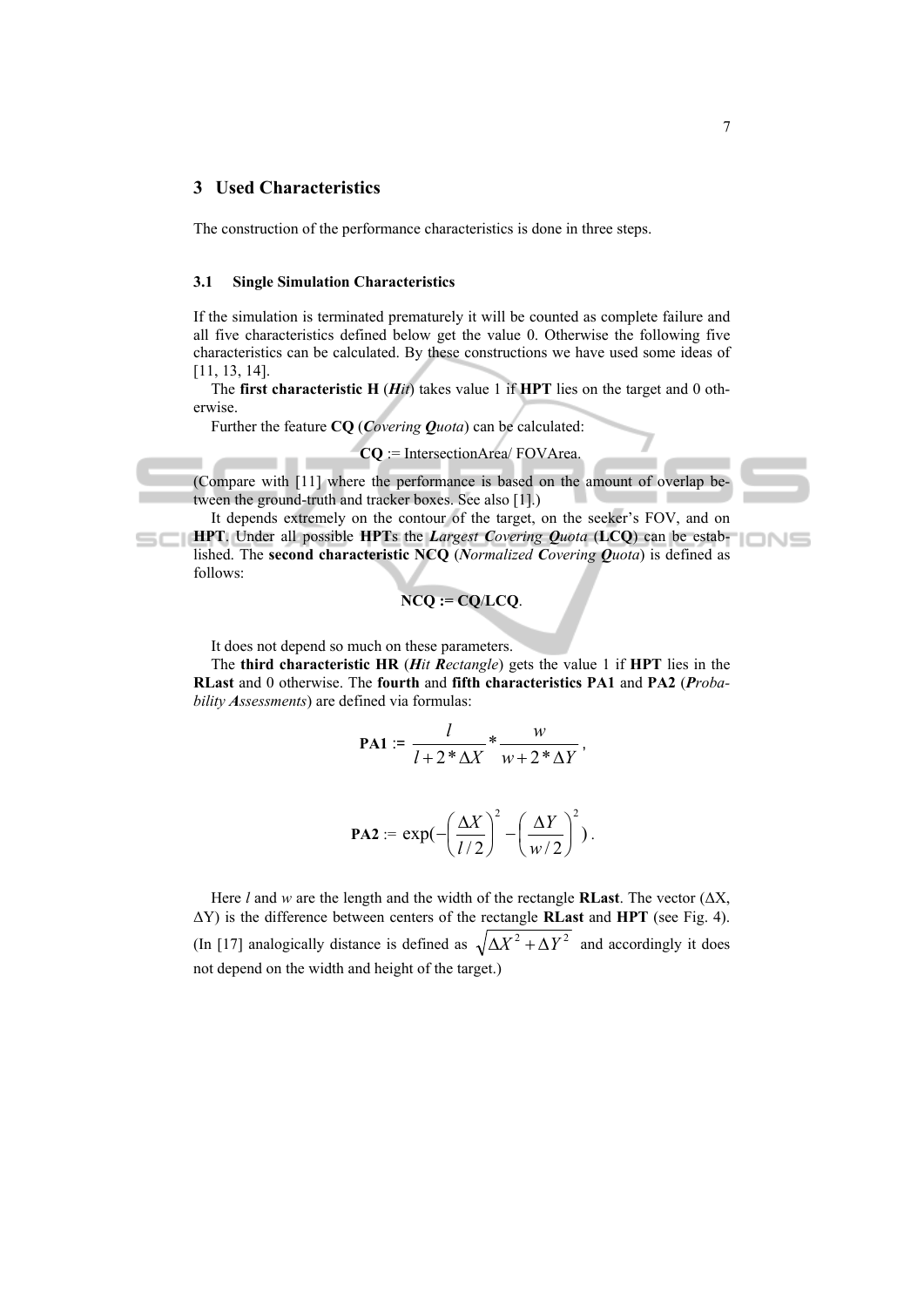## 3 Used Characteristics

The construction of the performance characteristics is done in three steps.

### 3.1 Single Simulation Characteristics

If the simulation is terminated prematurely it will be counted as complete failure and all five characteristics defined below get the value 0. Otherwise the following five characteristics can be calculated. By these constructions we have used some ideas of [11, 13, 14].

The **first characteristic H** (***Hit***) takes value 1 if **HPT** lies on the target and 0 otherwise.

Further the feature **CQ** (***C****overing* ***Q****uota*) can be calculated:

**CQ** := IntersectionArea/ FOVArea.

(Compare with [11] where the performance is based on the amount of overlap between the ground-truth and tracker boxes. See also [1].)

It depends extremely on the contour of the target, on the seeker's FOV, and on **HPT**. Under all possible **HPT**s the ***L****argest* ***C****overing* ***Q****uota* (**LCQ**) can be established. The **second characteristic NCQ** (***N****ormalized* ***C****overing* ***Q****uota*) is defined as follows:

**NCQ := CQ/LCQ**.

It does not depend so much on these parameters.

The **third characteristic HR** (***H****it* ***R****ectangle*) gets the value 1 if **HPT** lies in the **RLast** and 0 otherwise. The **fourth** and **fifth characteristics PA1** and **PA2** (***P****robability* ***A****ssessments*) are defined via formulas:

$$\textbf{PA1} := \frac{l}{l + 2 * \Delta X} * \frac{w}{w + 2 * \Delta Y},$$

$$\textbf{PA2} := \exp(-\left(\frac{\Delta X}{l/2}\right)^2 - \left(\frac{\Delta Y}{w/2}\right)^2).$$

Here $l$ and $w$ are the length and the width of the rectangle **RLast**. The vector ($\Delta$X, $\Delta$Y) is the difference between centers of the rectangle **RLast** and **HPT** (see Fig. 4). (In [17] analogically distance is defined as $\sqrt{\Delta X^2 + \Delta Y^2}$ and accordingly it does not depend on the width and height of the target.)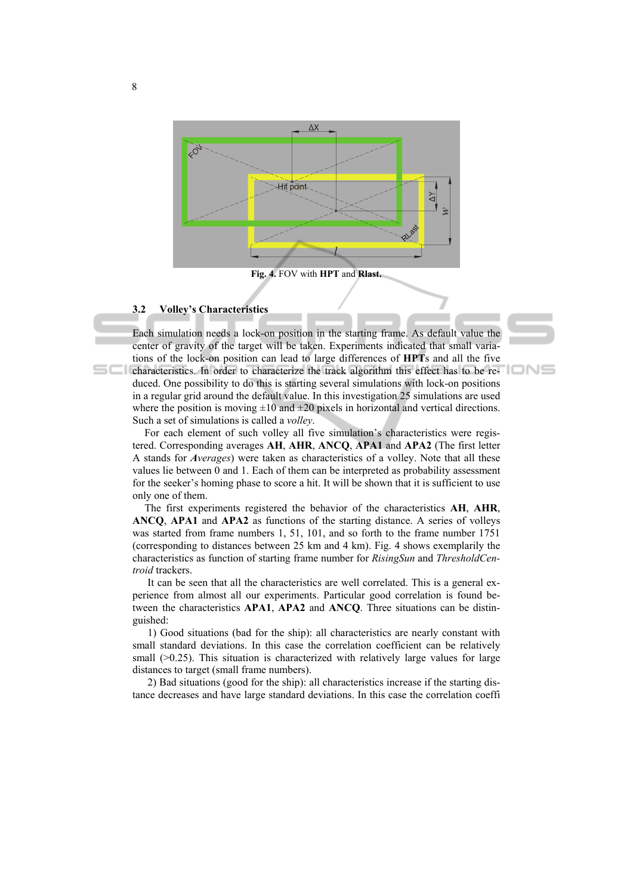Fig. 4. FOV with **HPT** and **Rlast.**

### 3.2 Volley's Characteristics

Each simulation needs a lock-on position in the starting frame. As default value the center of gravity of the target will be taken. Experiments indicated that small variations of the lock-on position can lead to large differences of **HPT**s and all the five characteristics. In order to characterize the track algorithm this effect has to be reduced. One possibility to do this is starting several simulations with lock-on positions in a regular grid around the default value. In this investigation 25 simulations are used where the position is moving ±10 and ±20 pixels in horizontal and vertical directions. Such a set of simulations is called a *volley*.

For each element of such volley all five simulation's characteristics were registered. Corresponding averages **AH**, **AHR**, **ANCQ**, **APA1** and **APA2** (The first letter A stands for ***A****verages*) were taken as characteristics of a volley. Note that all these values lie between 0 and 1. Each of them can be interpreted as probability assessment for the seeker's homing phase to score a hit. It will be shown that it is sufficient to use only one of them.

The first experiments registered the behavior of the characteristics **AH**, **AHR**, **ANCQ**, **APA1** and **APA2** as functions of the starting distance. A series of volleys was started from frame numbers 1, 51, 101, and so forth to the frame number 1751 (corresponding to distances between 25 km and 4 km). Fig. 4 shows exemplarily the characteristics as function of starting frame number for *RisingSun* and *ThresholdCentroid* trackers.

It can be seen that all the characteristics are well correlated. This is a general experience from almost all our experiments. Particular good correlation is found between the characteristics **APA1**, **APA2** and **ANCQ**. Three situations can be distinguished:

1) Good situations (bad for the ship): all characteristics are nearly constant with small standard deviations. In this case the correlation coefficient can be relatively small (>0.25). This situation is characterized with relatively large values for large distances to target (small frame numbers).

2) Bad situations (good for the ship): all characteristics increase if the starting distance decreases and have large standard deviations. In this case the correlation coeffi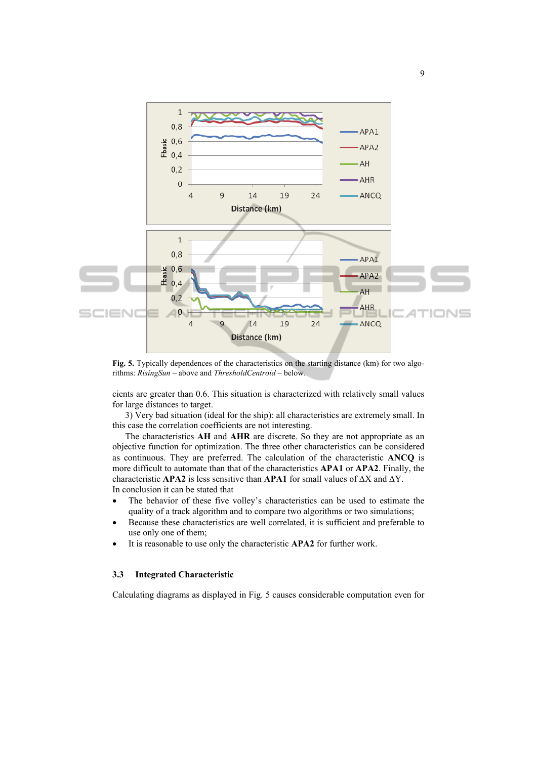Fig. 5. Typically dependences of the characteristics on the starting distance (km) for two algorithms: *RisingSun* – above and *ThresholdCentroid* – below.

cients are greater than 0.6. This situation is characterized with relatively small values for large distances to target.

3) Very bad situation (ideal for the ship): all characteristics are extremely small. In this case the correlation coefficients are not interesting.

The characteristics **AH** and **AHR** are discrete. So they are not appropriate as an objective function for optimization. The three other characteristics can be considered as continuous. They are preferred. The calculation of the characteristic **ANCQ** is more difficult to automate than that of the characteristics **APA1** or **APA2**. Finally, the characteristic **APA2** is less sensitive than **APA1** for small values of $\Delta X$ and $\Delta Y$.

In conclusion it can be stated that

- The behavior of these five volley's characteristics can be used to estimate the quality of a track algorithm and to compare two algorithms or two simulations;
- Because these characteristics are well correlated, it is sufficient and preferable to use only one of them;
- It is reasonable to use only the characteristic **APA2** for further work.

### 3.3 Integrated Characteristic

Calculating diagrams as displayed in Fig. 5 causes considerable computation even for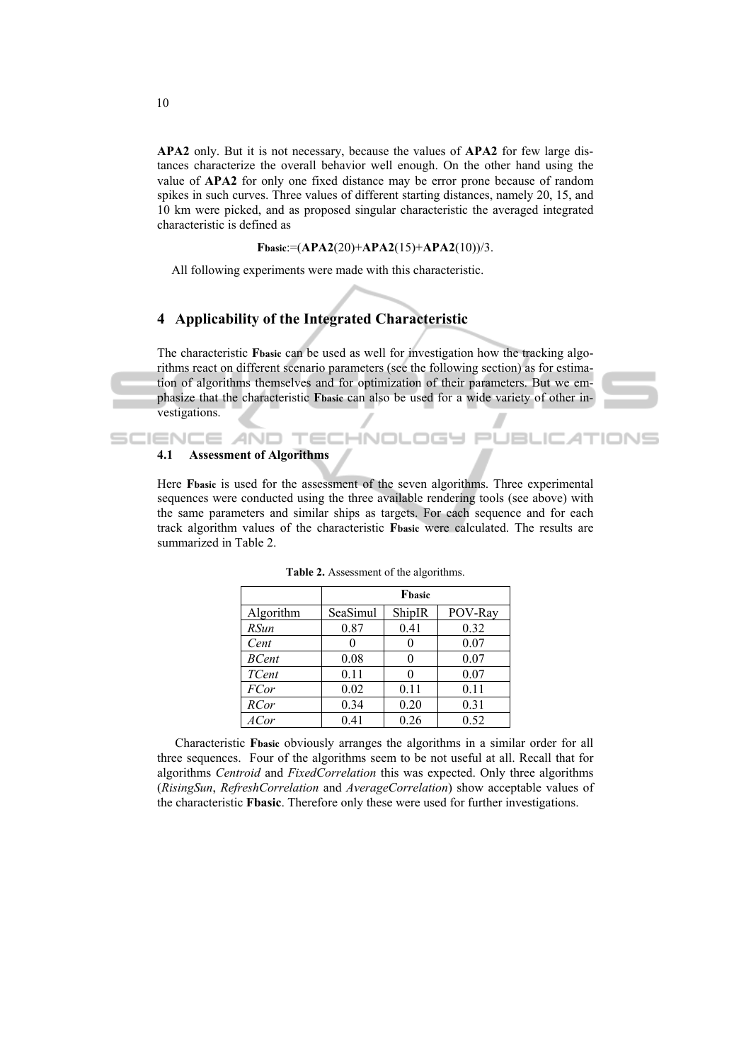**APA2** only. But it is not necessary, because the values of **APA2** for few large distances characterize the overall behavior well enough. On the other hand using the value of **APA2** for only one fixed distance may be error prone because of random spikes in such curves. Three values of different starting distances, namely 20, 15, and 10 km were picked, and as proposed singular characteristic the averaged integrated characteristic is defined as

$$\mathbf{F_{basic}} := (\mathbf{APA2}(20) + \mathbf{APA2}(15) + \mathbf{APA2}(10))/3.$$

All following experiments were made with this characteristic.

## 4 Applicability of the Integrated Characteristic

The characteristic $\mathbf{F_{basic}}$ can be used as well for investigation how the tracking algorithms react on different scenario parameters (see the following section) as for estimation of algorithms themselves and for optimization of their parameters. But we emphasize that the characteristic $\mathbf{F_{basic}}$ can also be used for a wide variety of other investigations.

### 4.1 Assessment of Algorithms

Here $\mathbf{F_{basic}}$ is used for the assessment of the seven algorithms. Three experimental sequences were conducted using the three available rendering tools (see above) with the same parameters and similar ships as targets. For each sequence and for each track algorithm values of the characteristic $\mathbf{F_{basic}}$ were calculated. The results are summarized in Table 2.

**Table 2.** Assessment of the algorithms.

| | $\mathbf{F_{basic}}$ | | |
|---|---|---|---|
| Algorithm | SeaSimul | ShipIR | POV-Ray |
| *RSun* | 0.87 | 0.41 | 0.32 |
| *Cent* | 0 | 0 | 0.07 |
| *BCent* | 0.08 | 0 | 0.07 |
| *TCent* | 0.11 | 0 | 0.07 |
| *FCor* | 0.02 | 0.11 | 0.11 |
| *RCor* | 0.34 | 0.20 | 0.31 |
| *ACor* | 0.41 | 0.26 | 0.52 |

Characteristic $\mathbf{F_{basic}}$ obviously arranges the algorithms in a similar order for all three sequences. Four of the algorithms seem to be not useful at all. Recall that for algorithms *Centroid* and *FixedCorrelation* this was expected. Only three algorithms (*RisingSun*, *RefreshCorrelation* and *AverageCorrelation*) show acceptable values of the characteristic **Fbasic**. Therefore only these were used for further investigations.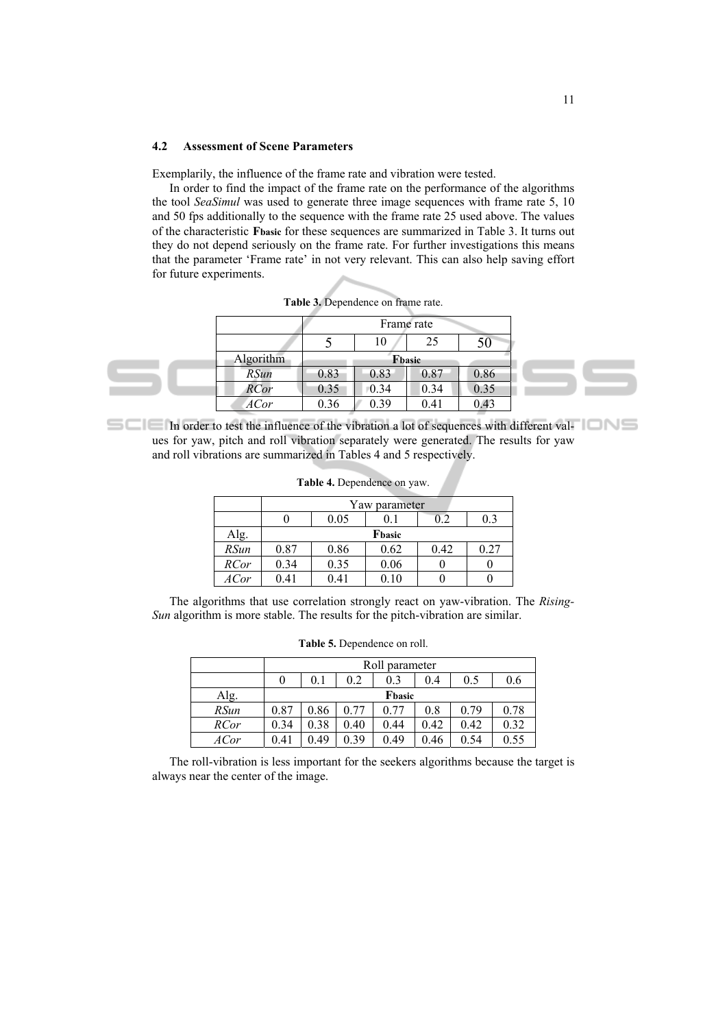### 4.2 Assessment of Scene Parameters

Exemplarily, the influence of the frame rate and vibration were tested.

In order to find the impact of the frame rate on the performance of the algorithms the tool *SeaSimul* was used to generate three image sequences with frame rate 5, 10 and 50 fps additionally to the sequence with the frame rate 25 used above. The values of the characteristic $\mathbf{F_{basic}}$ for these sequences are summarized in Table 3. It turns out they do not depend seriously on the frame rate. For further investigations this means that the parameter 'Frame rate' in not very relevant. This can also help saving effort for future experiments.

**Table 3.** Dependence on frame rate.

| | Frame rate | | | |
|---|---|---|---|---|
| | 5 | 10 | 25 | 50 |
| Algorithm | $\mathbf{F_{basic}}$ | | | |
| *RSun* | 0.83 | 0.83 | 0.87 | 0.86 |
| *RCor* | 0.35 | 0.34 | 0.34 | 0.35 |
| *ACor* | 0.36 | 0.39 | 0.41 | 0.43 |

In order to test the influence of the vibration a lot of sequences with different values for yaw, pitch and roll vibration separately were generated. The results for yaw and roll vibrations are summarized in Tables 4 and 5 respectively.

**Table 4.** Dependence on yaw.

| | Yaw parameter | | | | |
|---|---|---|---|---|---|
| | 0 | 0.05 | 0.1 | 0.2 | 0.3 |
| Alg. | $\mathbf{F_{basic}}$ | | | | |
| *RSun* | 0.87 | 0.86 | 0.62 | 0.42 | 0.27 |
| *RCor* | 0.34 | 0.35 | 0.06 | 0 | 0 |
| *ACor* | 0.41 | 0.41 | 0.10 | 0 | 0 |

The algorithms that use correlation strongly react on yaw-vibration. The *Rising-Sun* algorithm is more stable. The results for the pitch-vibration are similar.

**Table 5.** Dependence on roll.

| | Roll parameter | | | | | | |
|---|---|---|---|---|---|---|---|
| | 0 | 0.1 | 0.2 | 0.3 | 0.4 | 0.5 | 0.6 |
| Alg. | $\mathbf{F_{basic}}$ | | | | | | |
| *RSun* | 0.87 | 0.86 | 0.77 | 0.77 | 0.8 | 0.79 | 0.78 |
| *RCor* | 0.34 | 0.38 | 0.40 | 0.44 | 0.42 | 0.42 | 0.32 |
| *ACor* | 0.41 | 0.49 | 0.39 | 0.49 | 0.46 | 0.54 | 0.55 |

The roll-vibration is less important for the seekers algorithms because the target is always near the center of the image.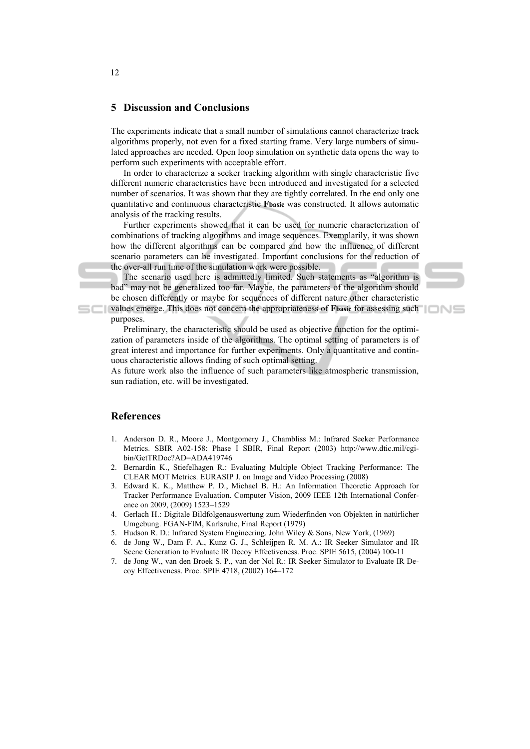## 5 Discussion and Conclusions

The experiments indicate that a small number of simulations cannot characterize track algorithms properly, not even for a fixed starting frame. Very large numbers of simulated approaches are needed. Open loop simulation on synthetic data opens the way to perform such experiments with acceptable effort.

In order to characterize a seeker tracking algorithm with single characteristic five different numeric characteristics have been introduced and investigated for a selected number of scenarios. It was shown that they are tightly correlated. In the end only one quantitative and continuous characteristic $\mathbf{F_{basic}}$ was constructed. It allows automatic analysis of the tracking results.

Further experiments showed that it can be used for numeric characterization of combinations of tracking algorithms and image sequences. Exemplarily, it was shown how the different algorithms can be compared and how the influence of different scenario parameters can be investigated. Important conclusions for the reduction of the over-all run time of the simulation work were possible.

The scenario used here is admittedly limited. Such statements as "algorithm is bad" may not be generalized too far. Maybe, the parameters of the algorithm should be chosen differently or maybe for sequences of different nature other characteristic values emerge. This does not concern the appropriateness of $\mathbf{F_{basic}}$ for assessing such purposes.

Preliminary, the characteristic should be used as objective function for the optimization of parameters inside of the algorithms. The optimal setting of parameters is of great interest and importance for further experiments. Only a quantitative and continuous characteristic allows finding of such optimal setting.

As future work also the influence of such parameters like atmospheric transmission, sun radiation, etc. will be investigated.

## References

1. Anderson D. R., Moore J., Montgomery J., Chambliss M.: Infrared Seeker Performance Metrics. SBIR A02-158: Phase I SBIR, Final Report (2003) http://www.dtic.mil/cgi-bin/GetTRDoc?AD=ADA419746
2. Bernardin K., Stiefelhagen R.: Evaluating Multiple Object Tracking Performance: The CLEAR MOT Metrics. EURASIP J. on Image and Video Processing (2008)
3. Edward K. K., Matthew P. D., Michael B. H.: An Information Theoretic Approach for Tracker Performance Evaluation. Computer Vision, 2009 IEEE 12th International Conference on 2009, (2009) 1523–1529
4. Gerlach H.: Digitale Bildfolgenauswertung zum Wiederfinden von Objekten in natürlicher Umgebung. FGAN-FIM, Karlsruhe, Final Report (1979)
5. Hudson R. D.: Infrared System Engineering. John Wiley & Sons, New York, (1969)
6. de Jong W., Dam F. A., Kunz G. J., Schleijpen R. M. A.: IR Seeker Simulator and IR Scene Generation to Evaluate IR Decoy Effectiveness. Proc. SPIE 5615, (2004) 100-11
7. de Jong W., van den Broek S. P., van der Nol R.: IR Seeker Simulator to Evaluate IR Decoy Effectiveness. Proc. SPIE 4718, (2002) 164–172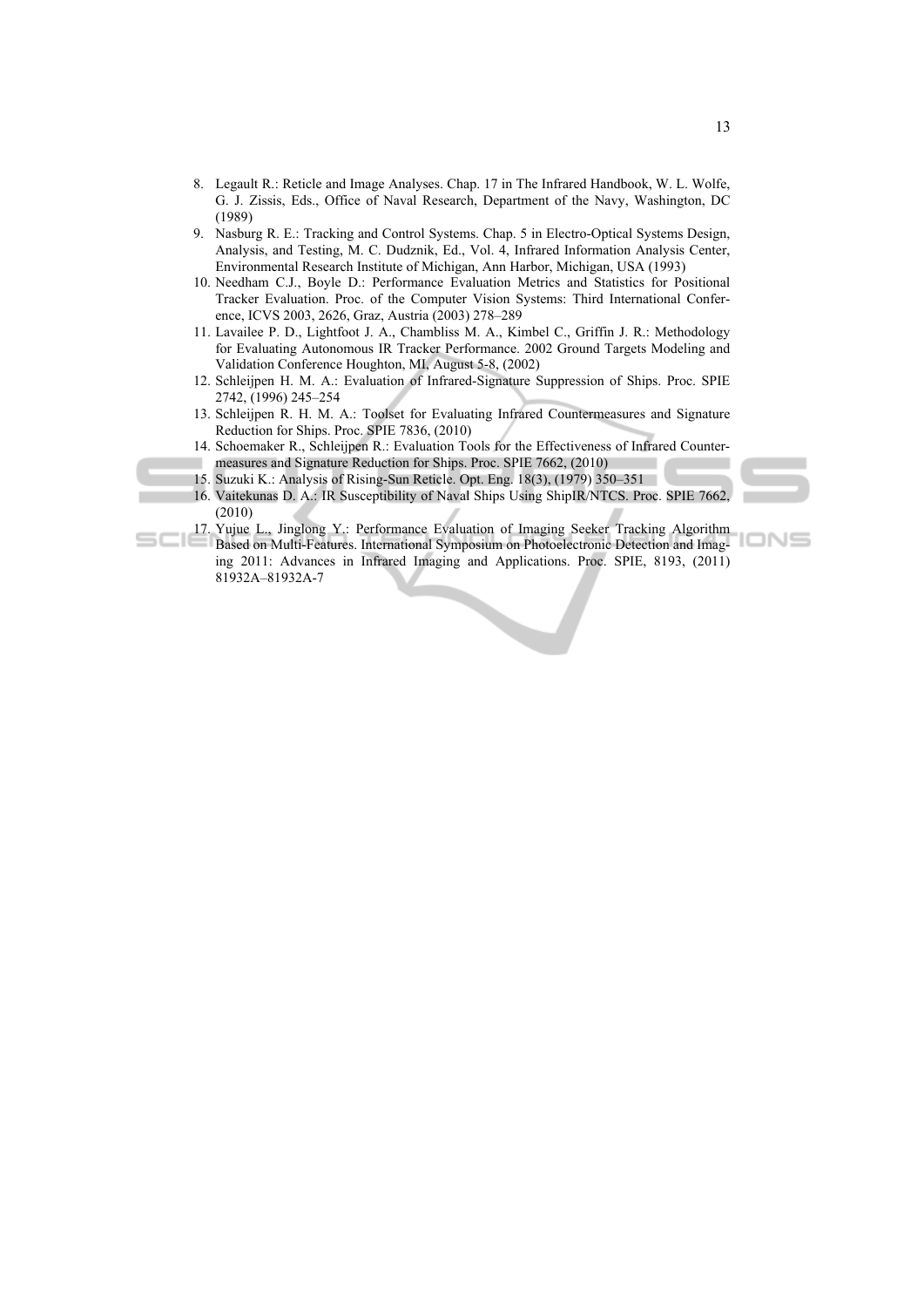8. Legault R.: Reticle and Image Analyses. Chap. 17 in The Infrared Handbook, W. L. Wolfe, G. J. Zissis, Eds., Office of Naval Research, Department of the Navy, Washington, DC (1989)
9. Nasburg R. E.: Tracking and Control Systems. Chap. 5 in Electro-Optical Systems Design, Analysis, and Testing, M. C. Dudznik, Ed., Vol. 4, Infrared Information Analysis Center, Environmental Research Institute of Michigan, Ann Harbor, Michigan, USA (1993)
10. Needham C.J., Boyle D.: Performance Evaluation Metrics and Statistics for Positional Tracker Evaluation. Proc. of the Computer Vision Systems: Third International Conference, ICVS 2003, 2626, Graz, Austria (2003) 278–289
11. Lavailee P. D., Lightfoot J. A., Chambliss M. A., Kimbel C., Griffin J. R.: Methodology for Evaluating Autonomous IR Tracker Performance. 2002 Ground Targets Modeling and Validation Conference Houghton, MI, August 5-8, (2002)
12. Schleijpen H. M. A.: Evaluation of Infrared-Signature Suppression of Ships. Proc. SPIE 2742, (1996) 245–254
13. Schleijpen R. H. M. A.: Toolset for Evaluating Infrared Countermeasures and Signature Reduction for Ships. Proc. SPIE 7836, (2010)
14. Schoemaker R., Schleijpen R.: Evaluation Tools for the Effectiveness of Infrared Countermeasures and Signature Reduction for Ships. Proc. SPIE 7662, (2010)
15. Suzuki K.: Analysis of Rising-Sun Reticle. Opt. Eng. 18(3), (1979) 350–351
16. Vaitekunas D. A.: IR Susceptibility of Naval Ships Using ShipIR/NTCS. Proc. SPIE 7662, (2010)
17. Yujue L., Jinglong Y.: Performance Evaluation of Imaging Seeker Tracking Algorithm Based on Multi-Features. International Symposium on Photoelectronic Detection and Imaging 2011: Advances in Infrared Imaging and Applications. Proc. SPIE, 8193, (2011) 81932A–81932A-7